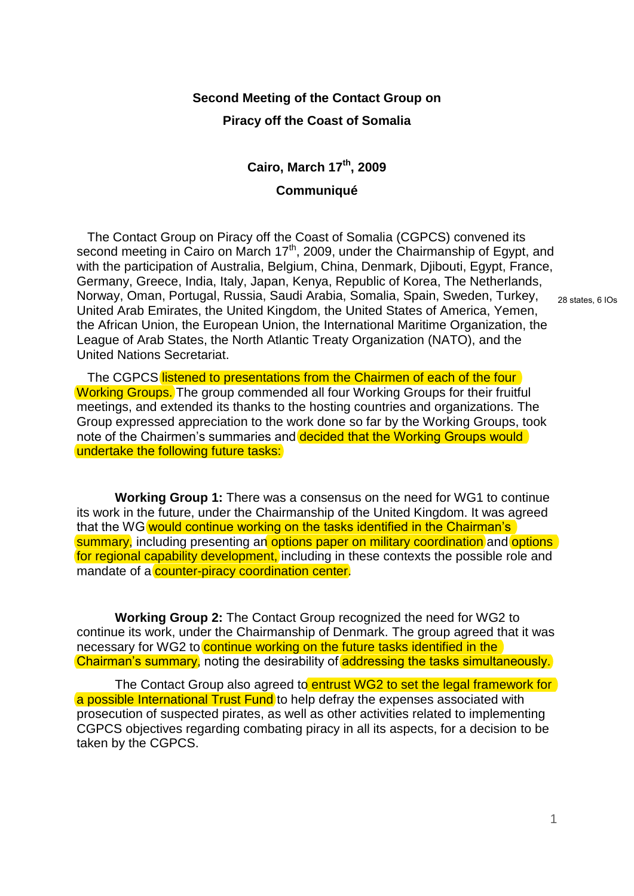**Second Meeting of the Contact Group on**

**Piracy off the Coast of Somalia**

**Cairo, March 17th, 2009**

**Communiqué**

The Contact Group on Piracy off the Coast of Somalia (CGPCS) convened its second meeting in Cairo on March 17th, 2009, under the Chairmanship of Egypt, and with the participation of Australia, Belgium, China, Denmark, Djibouti, Egypt, France, Germany, Greece, India, Italy, Japan, Kenya, Republic of Korea, The Netherlands, Norway, Oman, Portugal, Russia, Saudi Arabia, Somalia, Spain, Sweden, Turkey, United Arab Emirates, the United Kingdom, the United States of America, Yemen, the African Union, the European Union, the International Maritime Organization, the League of Arab States, the North Atlantic Treaty Organization (NATO), and the United Nations Secretariat.

28 states, 6 IOs

The CGPCS listened to presentations from the Chairmen of each of the four Working Groups. The group commended all four Working Groups for their fruitful meetings, and extended its thanks to the hosting countries and organizations. The Group expressed appreciation to the work done so far by the Working Groups, took note of the Chairmen's summaries and decided that the Working Groups would undertake the following future tasks:

**Working Group 1:** There was a consensus on the need for WG1 to continue its work in the future, under the Chairmanship of the United Kingdom. It was agreed that the WG would continue working on the tasks identified in the Chairman's summary, including presenting an options paper on military coordination and options for regional capability development, including in these contexts the possible role and mandate of a counter-piracy coordination center.

**Working Group 2:** The Contact Group recognized the need for WG2 to continue its work, under the Chairmanship of Denmark. The group agreed that it was necessary for WG2 to continue working on the future tasks identified in the Chairman's summary, noting the desirability of addressing the tasks simultaneously.

The Contact Group also agreed to entrust WG2 to set the legal framework for a possible International Trust Fund to help defray the expenses associated with prosecution of suspected pirates, as well as other activities related to implementing CGPCS objectives regarding combating piracy in all its aspects, for a decision to be taken by the CGPCS.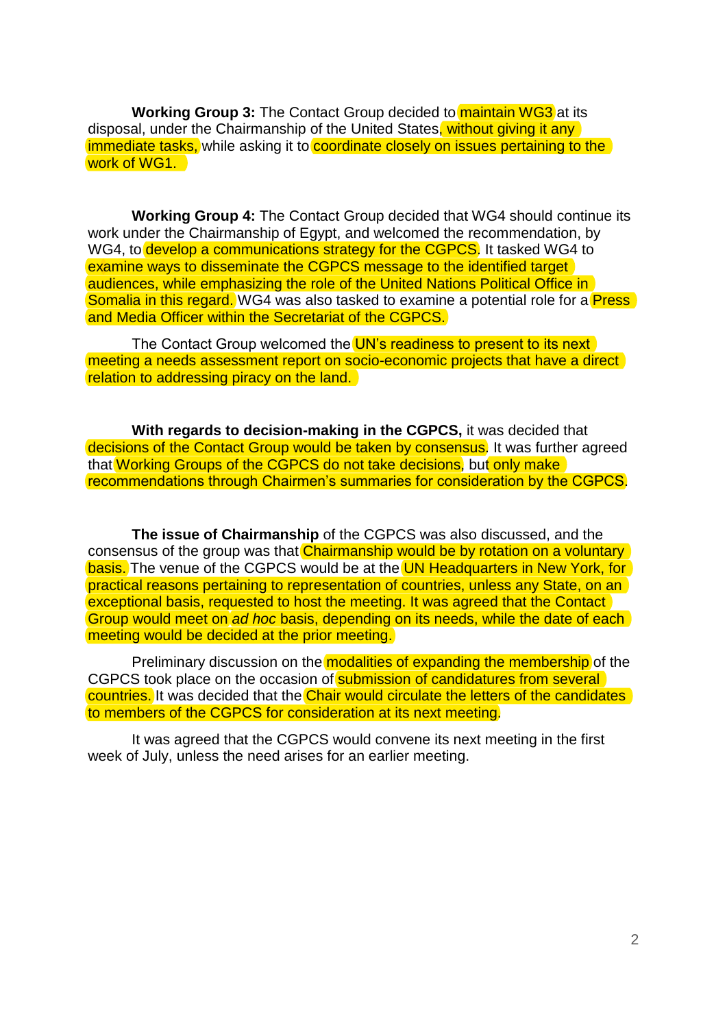**Working Group 3:** The Contact Group decided to maintain WG3 at its disposal, under the Chairmanship of the United States, without giving it any immediate tasks, while asking it to coordinate closely on issues pertaining to the work of WG1.

**Working Group 4:** The Contact Group decided that WG4 should continue its work under the Chairmanship of Egypt, and welcomed the recommendation, by WG4, to develop a communications strategy for the CGPCS. It tasked WG4 to examine ways to disseminate the CGPCS message to the identified target audiences, while emphasizing the role of the United Nations Political Office in Somalia in this regard. WG4 was also tasked to examine a potential role for a Press and Media Officer within the Secretariat of the CGPCS.

The Contact Group welcomed the UN's readiness to present to its next meeting a needs assessment report on socio-economic projects that have a direct relation to addressing piracy on the land.

**With regards to decision-making in the CGPCS,** it was decided that decisions of the Contact Group would be taken by consensus. It was further agreed that Working Groups of the CGPCS do not take decisions, but only make recommendations through Chairmen's summaries for consideration by the CGPCS.

**The issue of Chairmanship** of the CGPCS was also discussed, and the consensus of the group was that Chairmanship would be by rotation on a voluntary basis. The venue of the CGPCS would be at the UN Headquarters in New York, for practical reasons pertaining to representation of countries, unless any State, on an exceptional basis, requested to host the meeting. It was agreed that the Contact Group would meet on *ad hoc* basis, depending on its needs, while the date of each meeting would be decided at the prior meeting.

Preliminary discussion on the modalities of expanding the membership of the CGPCS took place on the occasion of submission of candidatures from several countries. It was decided that the Chair would circulate the letters of the candidates to members of the CGPCS for consideration at its next meeting.

It was agreed that the CGPCS would convene its next meeting in the first week of July, unless the need arises for an earlier meeting.